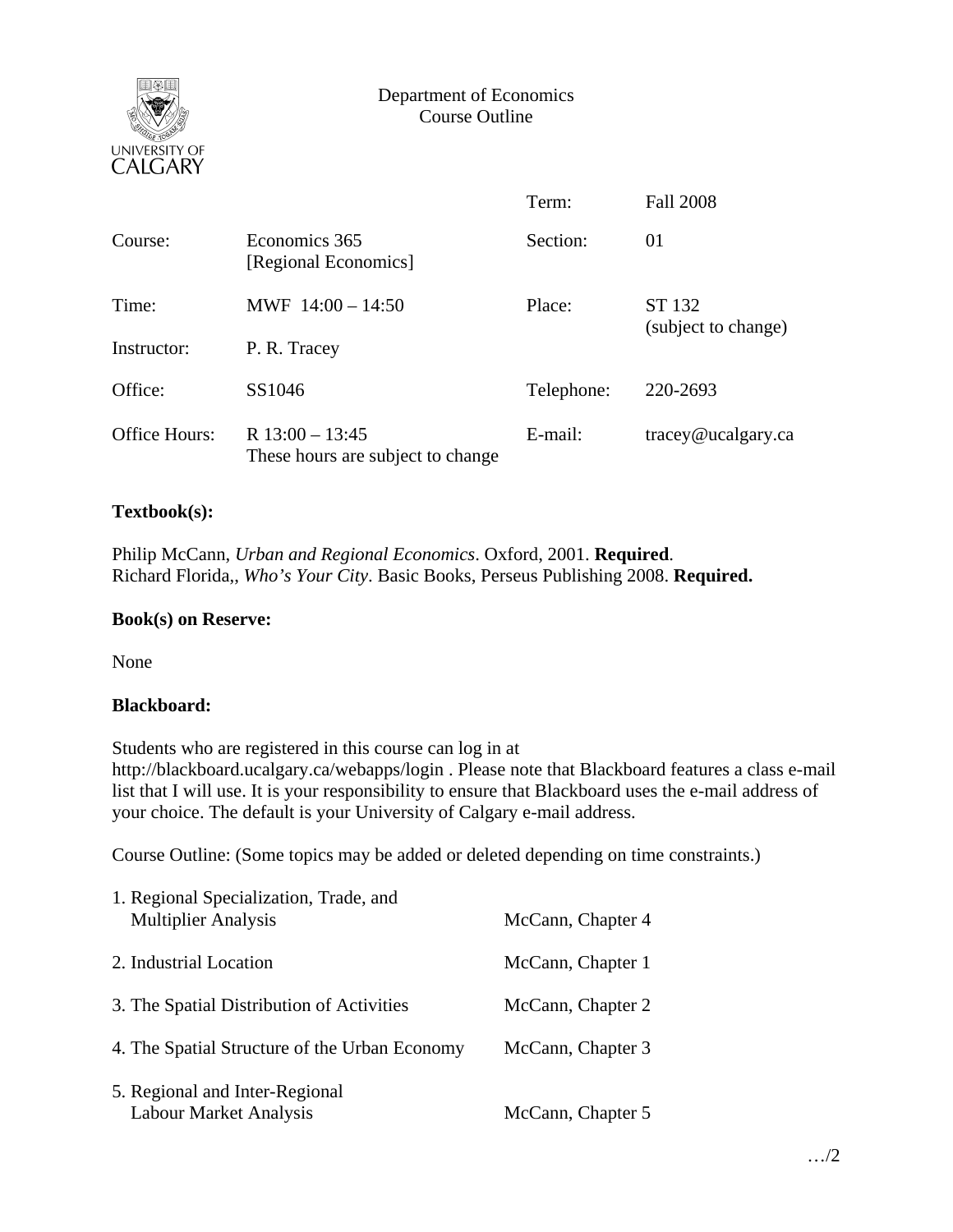Department of Economics
Course Outline

| | | | |
|---|---|---|---|
| | | Term: | Fall 2008 |
| Course: | Economics 365 [Regional Economics] | Section: | 01 |
| Time: | MWF 14:00 – 14:50 | Place: | ST 132 (subject to change) |
| Instructor: | P. R. Tracey | | |
| Office: | SS1046 | Telephone: | 220-2693 |
| Office Hours: | R 13:00 – 13:45 These hours are subject to change | E-mail: | tracey@ucalgary.ca |

**Textbook(s):**

Philip McCann, *Urban and Regional Economics*. Oxford, 2001. **Required**.
Richard Florida,, *Who's Your City*. Basic Books, Perseus Publishing 2008. **Required.**

**Book(s) on Reserve:**

None

**Blackboard:**

Students who are registered in this course can log in at http://blackboard.ucalgary.ca/webapps/login . Please note that Blackboard features a class e-mail list that I will use. It is your responsibility to ensure that Blackboard uses the e-mail address of your choice. The default is your University of Calgary e-mail address.

Course Outline: (Some topics may be added or deleted depending on time constraints.)

| | |
|---|---|
| 1. Regional Specialization, Trade, and Multiplier Analysis | McCann, Chapter 4 |
| 2. Industrial Location | McCann, Chapter 1 |
| 3. The Spatial Distribution of Activities | McCann, Chapter 2 |
| 4. The Spatial Structure of the Urban Economy | McCann, Chapter 3 |
| 5. Regional and Inter-Regional Labour Market Analysis | McCann, Chapter 5 |

…/2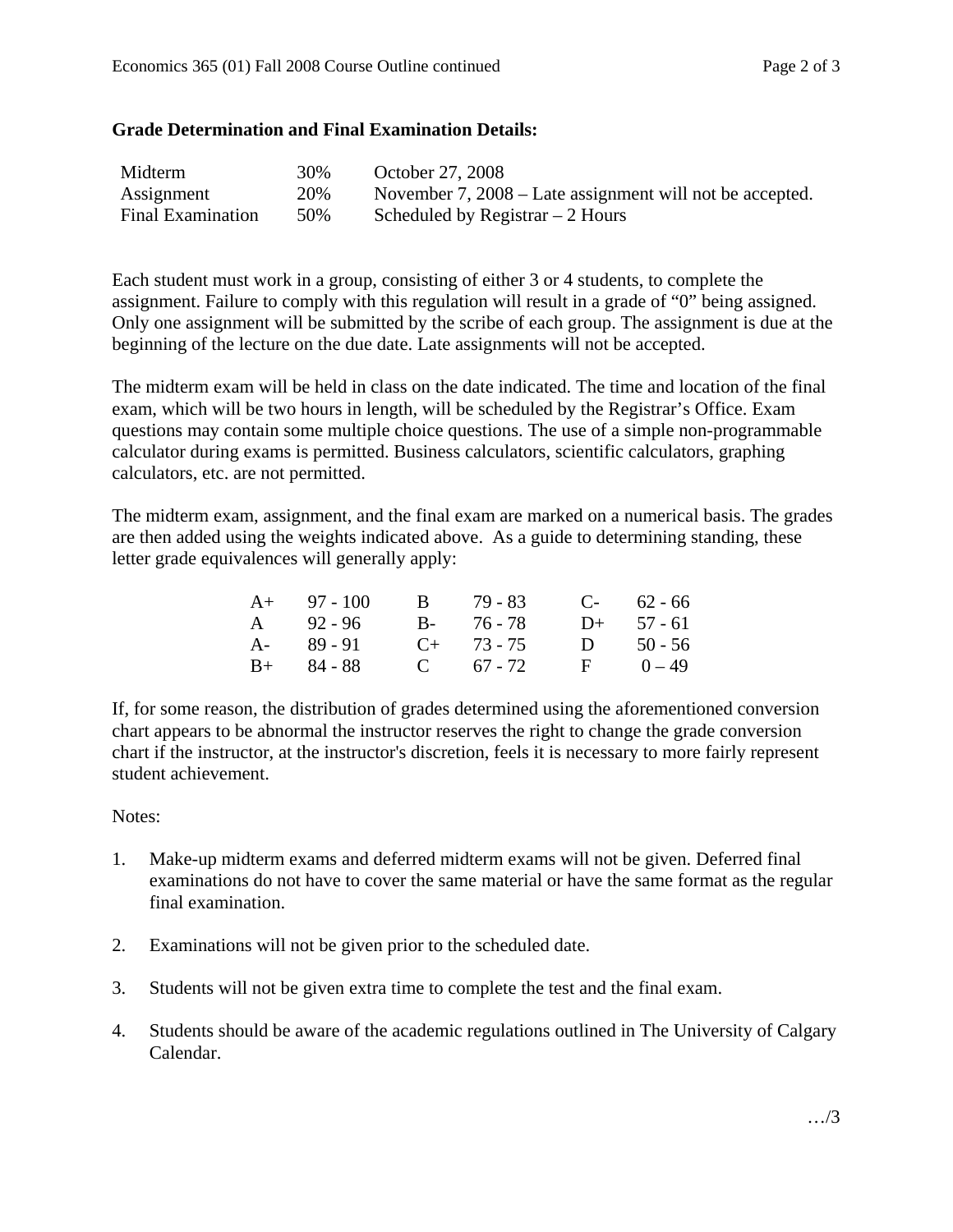**Grade Determination and Final Examination Details:**

| | | |
|---|---|---|
| Midterm | 30% | October 27, 2008 |
| Assignment | 20% | November 7, 2008 – Late assignment will not be accepted. |
| Final Examination | 50% | Scheduled by Registrar – 2 Hours |

Each student must work in a group, consisting of either 3 or 4 students, to complete the assignment. Failure to comply with this regulation will result in a grade of "0" being assigned. Only one assignment will be submitted by the scribe of each group. The assignment is due at the beginning of the lecture on the due date. Late assignments will not be accepted.

The midterm exam will be held in class on the date indicated. The time and location of the final exam, which will be two hours in length, will be scheduled by the Registrar's Office. Exam questions may contain some multiple choice questions. The use of a simple non-programmable calculator during exams is permitted. Business calculators, scientific calculators, graphing calculators, etc. are not permitted.

The midterm exam, assignment, and the final exam are marked on a numerical basis. The grades are then added using the weights indicated above. As a guide to determining standing, these letter grade equivalences will generally apply:

| | | | | | |
|---|---|---|---|---|---|
| A+ | 97 - 100 | B | 79 - 83 | C- | 62 - 66 |
| A | 92 - 96 | B- | 76 - 78 | D+ | 57 - 61 |
| A- | 89 - 91 | C+ | 73 - 75 | D | 50 - 56 |
| B+ | 84 - 88 | C | 67 - 72 | F | 0 – 49 |

If, for some reason, the distribution of grades determined using the aforementioned conversion chart appears to be abnormal the instructor reserves the right to change the grade conversion chart if the instructor, at the instructor's discretion, feels it is necessary to more fairly represent student achievement.

Notes:

1. Make-up midterm exams and deferred midterm exams will not be given. Deferred final examinations do not have to cover the same material or have the same format as the regular final examination.

2. Examinations will not be given prior to the scheduled date.

3. Students will not be given extra time to complete the test and the final exam.

4. Students should be aware of the academic regulations outlined in The University of Calgary Calendar.

…/3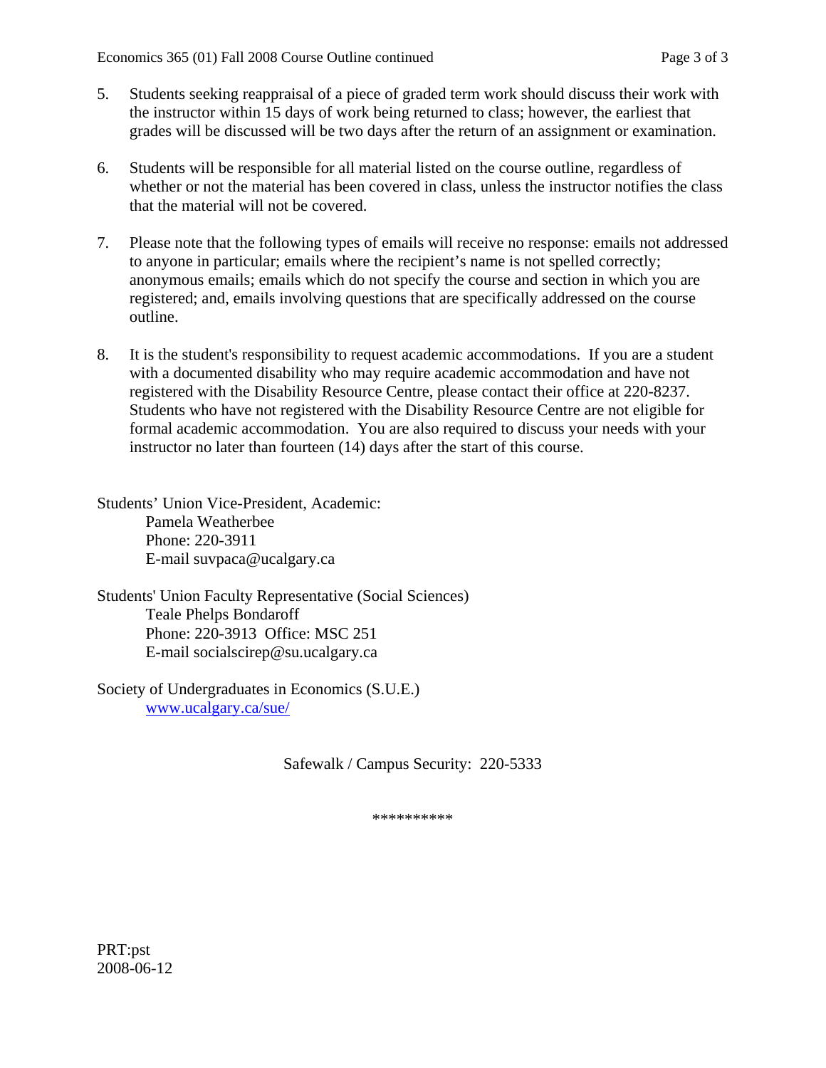5. Students seeking reappraisal of a piece of graded term work should discuss their work with the instructor within 15 days of work being returned to class; however, the earliest that grades will be discussed will be two days after the return of an assignment or examination.

6. Students will be responsible for all material listed on the course outline, regardless of whether or not the material has been covered in class, unless the instructor notifies the class that the material will not be covered.

7. Please note that the following types of emails will receive no response: emails not addressed to anyone in particular; emails where the recipient's name is not spelled correctly; anonymous emails; emails which do not specify the course and section in which you are registered; and, emails involving questions that are specifically addressed on the course outline.

8. It is the student's responsibility to request academic accommodations. If you are a student with a documented disability who may require academic accommodation and have not registered with the Disability Resource Centre, please contact their office at 220-8237. Students who have not registered with the Disability Resource Centre are not eligible for formal academic accommodation. You are also required to discuss your needs with your instructor no later than fourteen (14) days after the start of this course.

Students' Union Vice-President, Academic:
Pamela Weatherbee
Phone: 220-3911
E-mail suvpaca@ucalgary.ca

Students' Union Faculty Representative (Social Sciences)
Teale Phelps Bondaroff
Phone: 220-3913 Office: MSC 251
E-mail socialscirep@su.ucalgary.ca

Society of Undergraduates in Economics (S.U.E.)
www.ucalgary.ca/sue/

Safewalk / Campus Security: 220-5333

**********

PRT:pst
2008-06-12